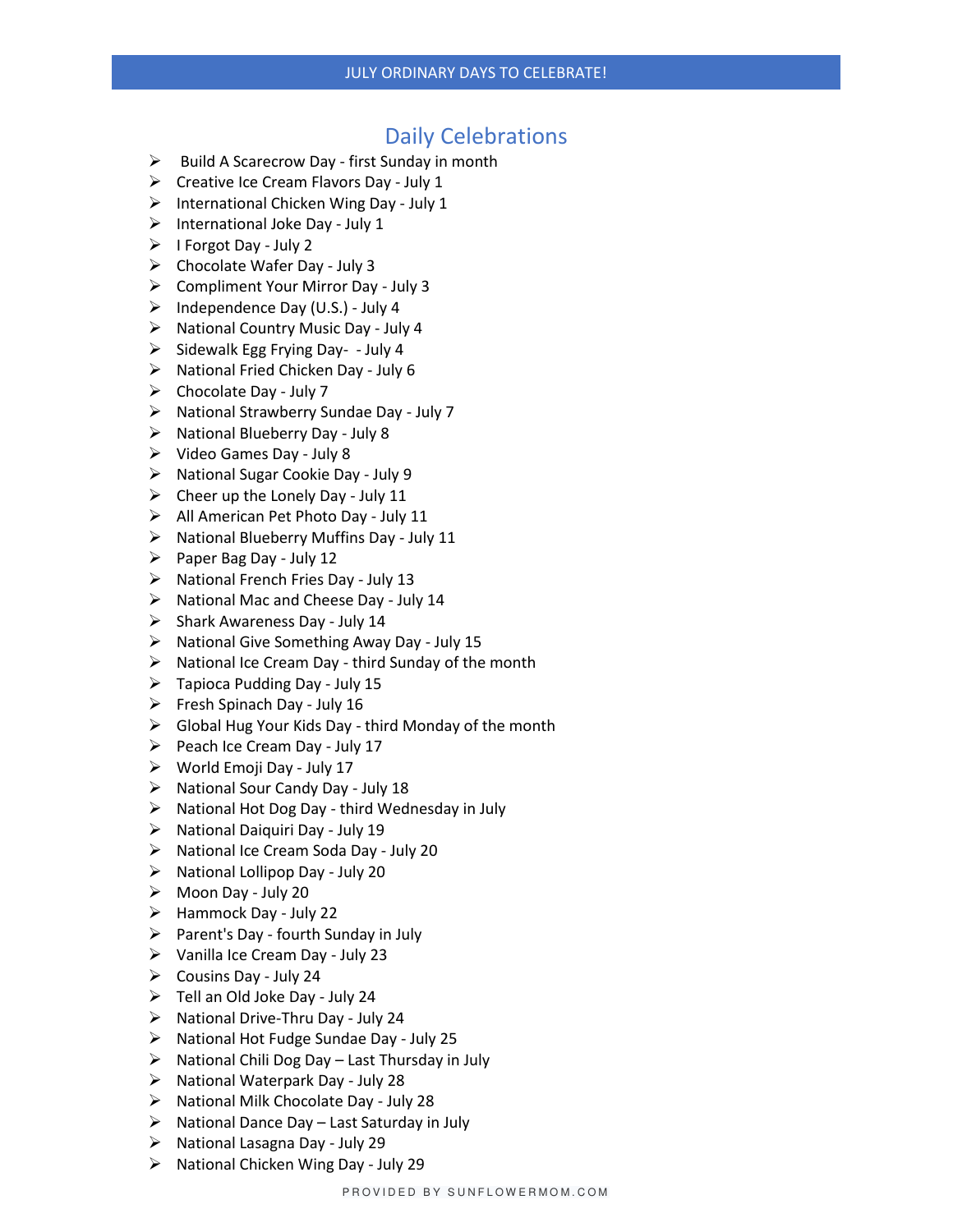# JULY ORDINARY DAYS TO CELEBRATE!

## Daily Celebrations

- Build A Scarecrow Day - first Sunday in month
- Creative Ice Cream Flavors Day - July 1
- International Chicken Wing Day - July 1
- International Joke Day - July 1
- I Forgot Day - July 2
- Chocolate Wafer Day - July 3
- Compliment Your Mirror Day - July 3
- Independence Day (U.S.) - July 4
- National Country Music Day - July 4
- Sidewalk Egg Frying Day- - July 4
- National Fried Chicken Day - July 6
- Chocolate Day - July 7
- National Strawberry Sundae Day - July 7
- National Blueberry Day - July 8
- Video Games Day - July 8
- National Sugar Cookie Day - July 9
- Cheer up the Lonely Day - July 11
- All American Pet Photo Day - July 11
- National Blueberry Muffins Day - July 11
- Paper Bag Day - July 12
- National French Fries Day - July 13
- National Mac and Cheese Day - July 14
- Shark Awareness Day - July 14
- National Give Something Away Day - July 15
- National Ice Cream Day - third Sunday of the month
- Tapioca Pudding Day - July 15
- Fresh Spinach Day - July 16
- Global Hug Your Kids Day - third Monday of the month
- Peach Ice Cream Day - July 17
- World Emoji Day - July 17
- National Sour Candy Day - July 18
- National Hot Dog Day - third Wednesday in July
- National Daiquiri Day - July 19
- National Ice Cream Soda Day - July 20
- National Lollipop Day - July 20
- Moon Day - July 20
- Hammock Day - July 22
- Parent's Day - fourth Sunday in July
- Vanilla Ice Cream Day - July 23
- Cousins Day - July 24
- Tell an Old Joke Day - July 24
- National Drive-Thru Day - July 24
- National Hot Fudge Sundae Day - July 25
- National Chili Dog Day – Last Thursday in July
- National Waterpark Day - July 28
- National Milk Chocolate Day - July 28
- National Dance Day – Last Saturday in July
- National Lasagna Day - July 29
- National Chicken Wing Day - July 29

PROVIDED BY SUNFLOWERMOM.COM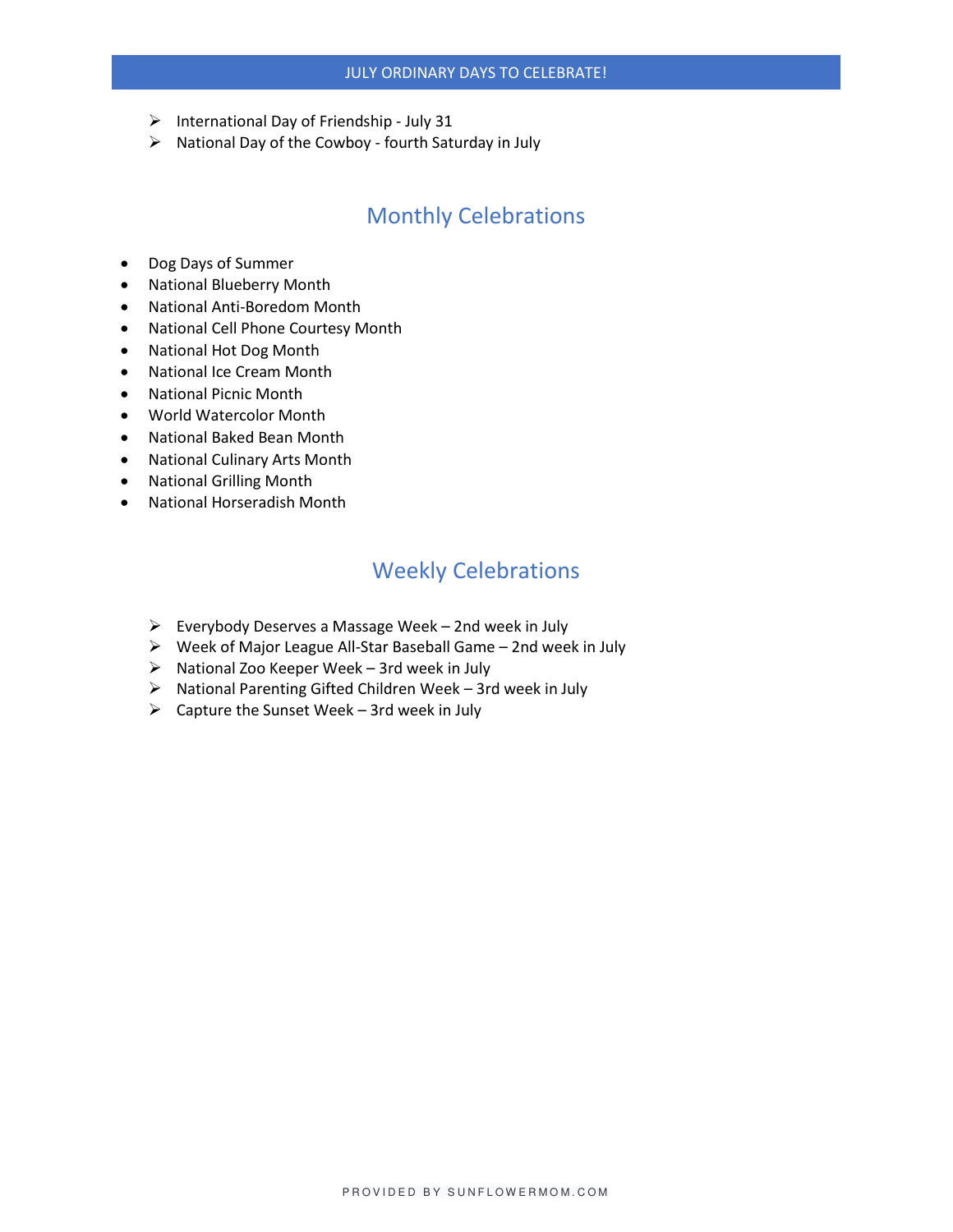- International Day of Friendship - July 31
- National Day of the Cowboy - fourth Saturday in July

## Monthly Celebrations

- Dog Days of Summer
- National Blueberry Month
- National Anti-Boredom Month
- National Cell Phone Courtesy Month
- National Hot Dog Month
- National Ice Cream Month
- National Picnic Month
- World Watercolor Month
- National Baked Bean Month
- National Culinary Arts Month
- National Grilling Month
- National Horseradish Month

## Weekly Celebrations

- Everybody Deserves a Massage Week – 2nd week in July
- Week of Major League All-Star Baseball Game – 2nd week in July
- National Zoo Keeper Week – 3rd week in July
- National Parenting Gifted Children Week – 3rd week in July
- Capture the Sunset Week – 3rd week in July